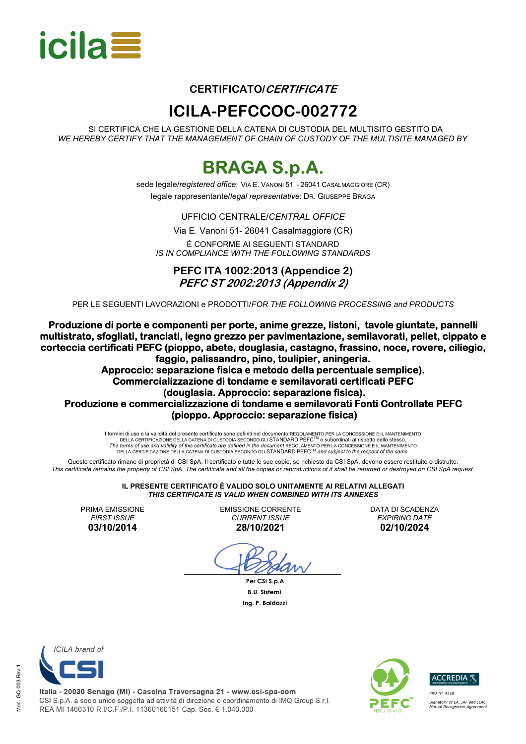icila

### CERTIFICATO/*CERTIFICATE*

# ICILA-PEFCCOC-002772

SI CERTIFICA CHE LA GESTIONE DELLA CATENA DI CUSTODIA DEL MULTISITO GESTITO DA
*WE HEREBY CERTIFY THAT THE MANAGEMENT OF CHAIN OF CUSTODY OF THE MULTISITE MANAGED BY*

# BRAGA S.p.A.

sede legale/*registered office*: VIA E. VANONI 51 - 26041 CASALMAGGIORE (CR)
legale rappresentante/*legal representative*: DR. GIUSEPPE BRAGA

UFFICIO CENTRALE/*CENTRAL OFFICE*

Via E. Vanoni 51- 26041 Casalmaggiore (CR)

È CONFORME AI SEGUENTI STANDARD
*IS IN COMPLIANCE WITH THE FOLLOWING STANDARDS*

**PEFC ITA 1002:2013 (Appendice 2)**
***PEFC ST 2002:2013 (Appendix 2)***

PER LE SEGUENTI LAVORAZIONI e PRODOTTI/*FOR THE FOLLOWING PROCESSING and PRODUCTS*

**Produzione di porte e componenti per porte, anime grezze, listoni, tavole giuntate, pannelli multistrato, sfogliati, tranciati, legno grezzo per pavimentazione, semilavorati, pellet, cippato e corteccia certificati PEFC (pioppo, abete, douglasia, castagno, frassino, noce, rovere, ciliegio, faggio, palissandro, pino, toulipier, aningeria.**
**Approccio: separazione fisica e metodo della percentuale semplice).**
**Commercializzazione di tondame e semilavorati certificati PEFC (douglasia. Approccio: separazione fisica).**
**Produzione e commercializzazione di tondame e semilavorati Fonti Controllate PEFC (pioppo. Approccio: separazione fisica)**

I termini di uso e la validità del presente certificato sono definiti nel documento REGOLAMENTO PER LA CONCESSIONE E IL MANTENIMENTO DELLA CERTIFICAZIONE DELLA CATENA DI CUSTODIA SECONDO GLI STANDARD PEFC™ e subordinati al rispetto dello stesso.
*The terms of use and validity of this certificate are defined in the document* REGOLAMENTO PER LA CONCESSIONE E IL MANTENIMENTO DELLA CERTIFICAZIONE DELLA CATENA DI CUSTODIA SECONDO GLI STANDARD PEFC™ *and subject to the respect of the same.*

Questo certificato rimane di proprietà di CSI SpA. Il certificato e tutte le sue copie, se richiesto da CSI SpA, devono essere restituite o distrutte.
*This certificate remains the property of CSI SpA. The certificate and all the copies or reproductions of it shall be returned or destroyed on CSI SpA request.*

**IL PRESENTE CERTIFICATO È VALIDO SOLO UNITAMENTE AI RELATIVI ALLEGATI**
***THIS CERTIFICATE IS VALID WHEN COMBINED WITH ITS ANNEXES***

| PRIMA EMISSIONE<br>*FIRST ISSUE* | EMISSIONE CORRENTE<br>*CURRENT ISSUE* | DATA DI SCADENZA<br>*EXPIRING DATE* |
|---|---|---|
| **03/10/2014** | **28/10/2021** | **02/10/2024** |

**Per CSI S.p.A**
**B.U. Sistemi**
**Ing. P. Baldazzi**

*ICILA brand of* CSI

**Italia - 20030 Senago (MI) - Cascina Traversagna 21 - www.csi-spa-com**
CSI S.p.A. a socio unico soggetta ad attività di direzione e coordinamento di IMQ Group S.r.l.
REA MI 1466310 R.I/C.F./P.I. 11360160151 Cap. Soc. € 1.040.000

PEFC / 18-41-01

ACCREDIA
PRD Nº 032B
*Signatory of EA, IAF and ILAC Mutual Recognition Agreement*

Mod. GQ 003 Rev.1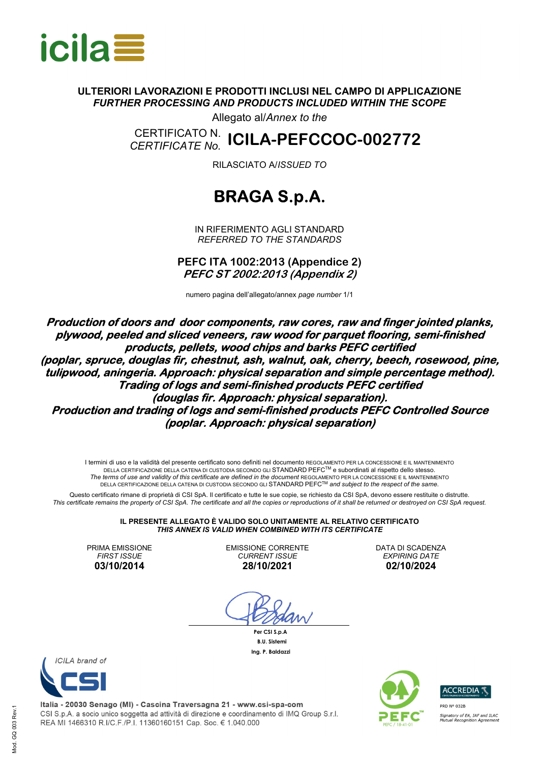icila

## ULTERIORI LAVORAZIONI E PRODOTTI INCLUSI NEL CAMPO DI APPLICAZIONE
## *FURTHER PROCESSING AND PRODUCTS INCLUDED WITHIN THE SCOPE*

Allegato al/*Annex to the*

CERTIFICATO N.
*CERTIFICATE No.* **ICILA-PEFCCOC-002772**

RILASCIATO A/*ISSUED TO*

# BRAGA S.p.A.

IN RIFERIMENTO AGLI STANDARD
*REFERRED TO THE STANDARDS*

**PEFC ITA 1002:2013 (Appendice 2)**
***PEFC ST 2002:2013 (Appendix 2)***

numero pagina dell'allegato/annex *page number* 1/1

***Production of doors and door components, raw cores, raw and finger jointed planks, plywood, peeled and sliced veneers, raw wood for parquet flooring, semi-finished products, pellets, wood chips and barks PEFC certified (poplar, spruce, douglas fir, chestnut, ash, walnut, oak, cherry, beech, rosewood, pine, tulipwood, aningeria. Approach: physical separation and simple percentage method). Trading of logs and semi-finished products PEFC certified (douglas fir. Approach: physical separation). Production and trading of logs and semi-finished products PEFC Controlled Source (poplar. Approach: physical separation)***

I termini di uso e la validità del presente certificato sono definiti nel documento REGOLAMENTO PER LA CONCESSIONE E IL MANTENIMENTO DELLA CERTIFICAZIONE DELLA CATENA DI CUSTODIA SECONDO GLI STANDARD PEFC™ e subordinati al rispetto dello stesso.
*The terms of use and validity of this certificate are defined in the document* REGOLAMENTO PER LA CONCESSIONE E IL MANTENIMENTO DELLA CERTIFICAZIONE DELLA CATENA DI CUSTODIA SECONDO GLI STANDARD PEFC™ *and subject to the respect of the same.*

Questo certificato rimane di proprietà di CSI SpA. Il certificato e tutte le sue copie, se richiesto da CSI SpA, devono essere restituite o distrutte.
*This certificate remains the property of CSI SpA. The certificate and all the copies or reproductions of it shall be returned or destroyed on CSI SpA request.*

**IL PRESENTE ALLEGATO È VALIDO SOLO UNITAMENTE AL RELATIVO CERTIFICATO**
***THIS ANNEX IS VALID WHEN COMBINED WITH ITS CERTIFICATE***

| PRIMA EMISSIONE *FIRST ISSUE* | EMISSIONE CORRENTE *CURRENT ISSUE* | DATA DI SCADENZA *EXPIRING DATE* |
|---|---|---|
| **03/10/2014** | **28/10/2021** | **02/10/2024** |

**Per CSI S.p.A**
**B.U. Sistemi**
**Ing. P. Baldazzi**

*ICILA brand of* CSI

**Italia - 20030 Senago (MI) - Cascina Traversagna 21 - www.csi-spa-com**
CSI S.p.A. a socio unico soggetta ad attività di direzione e coordinamento di IMQ Group S.r.l.
REA MI 1466310 R.I/C.F./P.I. 11360160151 Cap. Soc. € 1.040.000

PEFC / 18-41-01

ACCREDIA
PRD N° 032B
*Signatory of EA, IAF and ILAC Mutual Recognition Agreement*

Mod. GQ 003 Rev.1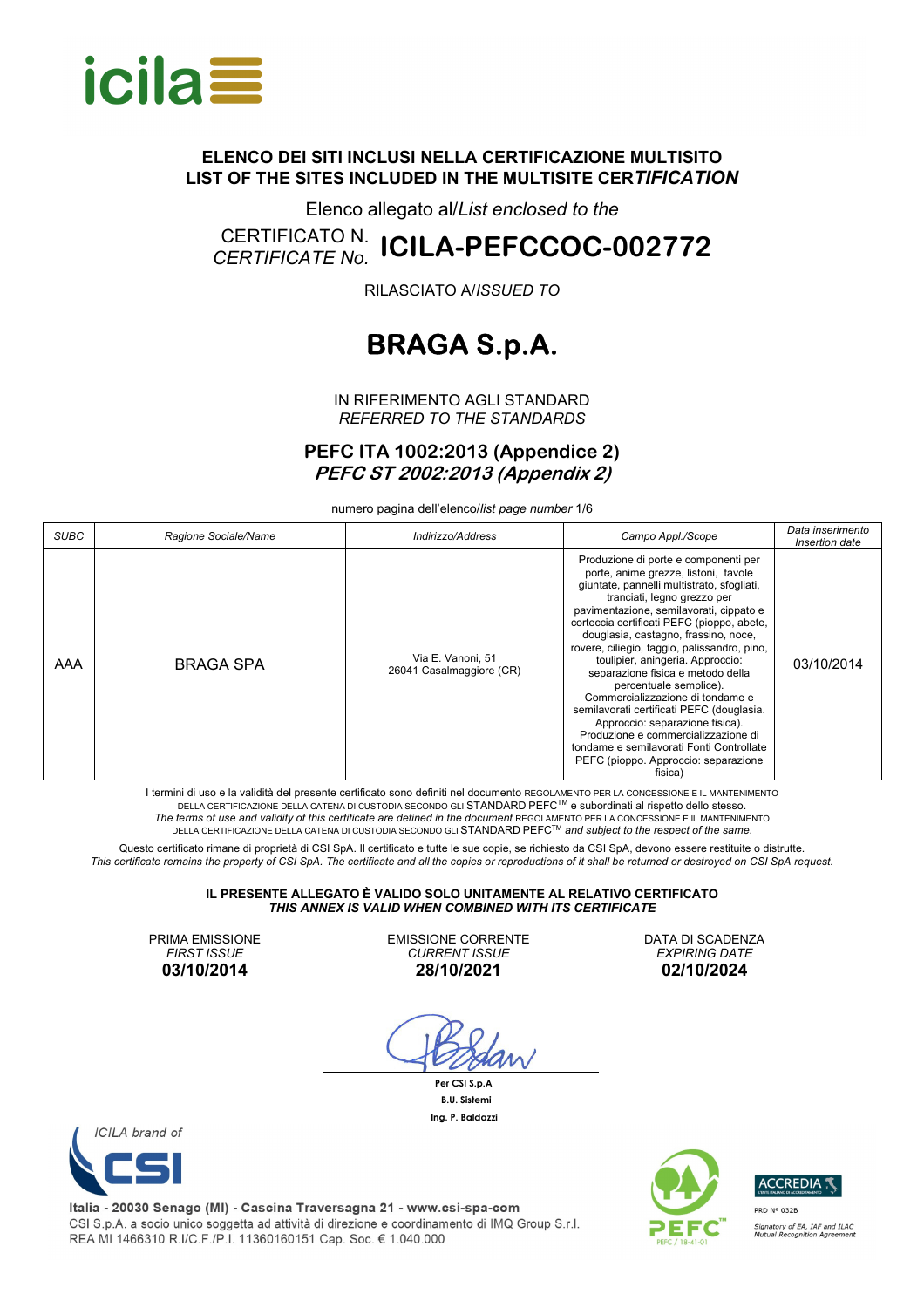## ELENCO DEI SITI INCLUSI NELLA CERTIFICAZIONE MULTISITO
## LIST OF THE SITES INCLUDED IN THE MULTISITE CER*TIFICATION*

Elenco allegato al/*List enclosed to the*

CERTIFICATO N.
*CERTIFICATE No.* **ICILA-PEFCCOC-002772**

RILASCIATO A/*ISSUED TO*

# BRAGA S.p.A.

IN RIFERIMENTO AGLI STANDARD
*REFERRED TO THE STANDARDS*

**PEFC ITA 1002:2013 (Appendice 2)**
***PEFC ST 2002:2013 (Appendix 2)***

numero pagina dell'elenco/*list page number* 1/6

| *SUBC* | *Ragione Sociale/Name* | *Indirizzo/Address* | *Campo Appl./Scope* | *Data inserimento Insertion date* |
|---|---|---|---|---|
| AAA | BRAGA SPA | Via E. Vanoni, 51 26041 Casalmaggiore (CR) | Produzione di porte e componenti per porte, anime grezze, listoni, tavole giuntate, pannelli multistrato, sfogliati, tranciati, legno grezzo per pavimentazione, semilavorati, cippato e corteccia certificati PEFC (pioppo, abete, douglasia, castagno, frassino, noce, rovere, ciliegio, faggio, palissandro, pino, toulipier, aningeria. Approccio: separazione fisica e metodo della percentuale semplice). Commercializzazione di tondame e semilavorati certificati PEFC (douglasia. Approccio: separazione fisica). Produzione e commercializzazione di tondame e semilavorati Fonti Controllate PEFC (pioppo. Approccio: separazione fisica) | 03/10/2014 |

I termini di uso e la validità del presente certificato sono definiti nel documento REGOLAMENTO PER LA CONCESSIONE E IL MANTENIMENTO DELLA CERTIFICAZIONE DELLA CATENA DI CUSTODIA SECONDO GLI STANDARD PEFC™ e subordinati al rispetto dello stesso.
*The terms of use and validity of this certificate are defined in the document* REGOLAMENTO PER LA CONCESSIONE E IL MANTENIMENTO DELLA CERTIFICAZIONE DELLA CATENA DI CUSTODIA SECONDO GLI STANDARD PEFC™ *and subject to the respect of the same.*

Questo certificato rimane di proprietà di CSI SpA. Il certificato e tutte le sue copie, se richiesto da CSI SpA, devono essere restituite o distrutte.
*This certificate remains the property of CSI SpA. The certificate and all the copies or reproductions of it shall be returned or destroyed on CSI SpA request.*

**IL PRESENTE ALLEGATO È VALIDO SOLO UNITAMENTE AL RELATIVO CERTIFICATO**
***THIS ANNEX IS VALID WHEN COMBINED WITH ITS CERTIFICATE***

| PRIMA EMISSIONE *FIRST ISSUE* | EMISSIONE CORRENTE *CURRENT ISSUE* | DATA DI SCADENZA *EXPIRING DATE* |
|---|---|---|
| **03/10/2014** | **28/10/2021** | **02/10/2024** |

**Per CSI S.p.A**
**B.U. Sistemi**
**Ing. P. Baldazzi**

*ICILA brand of*

Italia - 20030 Senago (MI) - Cascina Traversagna 21 - www.csi-spa-com
CSI S.p.A. a socio unico soggetta ad attività di direzione e coordinamento di IMQ Group S.r.l.
REA MI 1466310 R.I/C.F./P.I. 11360160151 Cap. Soc. € 1.040.000

PEFC / 18-41-01

PRD N° 032B
*Signatory of EA, IAF and ILAC Mutual Recognition Agreement*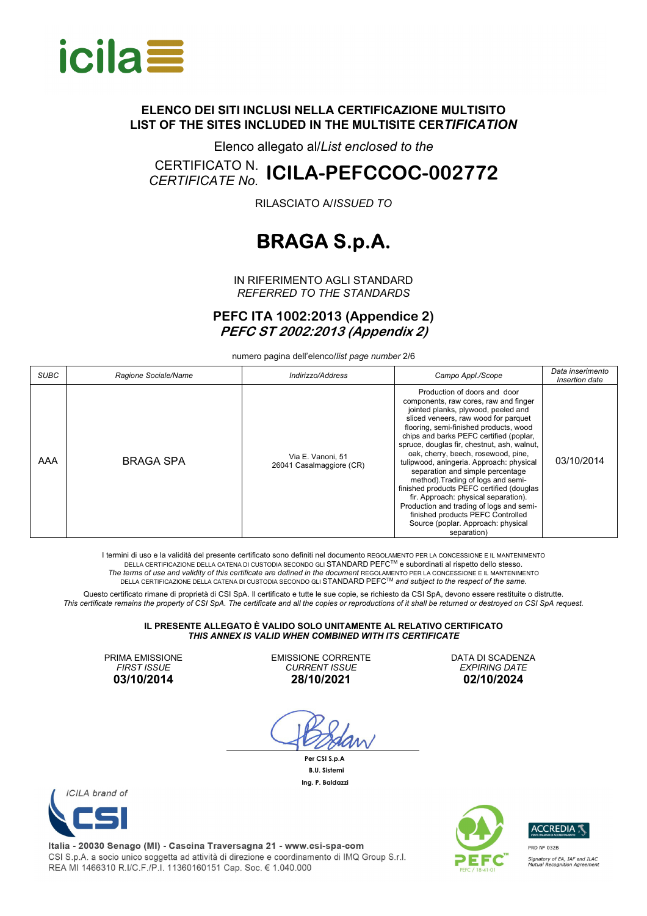# ELENCO DEI SITI INCLUSI NELLA CERTIFICAZIONE MULTISITO
# LIST OF THE SITES INCLUDED IN THE MULTISITE CER*TIFICATION*

Elenco allegato al/*List enclosed to the*

CERTIFICATO N.
*CERTIFICATE No.* **ICILA-PEFCCOC-002772**

RILASCIATO A/*ISSUED TO*

# BRAGA S.p.A.

IN RIFERIMENTO AGLI STANDARD
*REFERRED TO THE STANDARDS*

**PEFC ITA 1002:2013 (Appendice 2)**
***PEFC ST 2002:2013 (Appendix 2)***

numero pagina dell'elenco/*list page number* 2/6

| *SUBC* | Ragione Sociale/Name | Indirizzo/Address | Campo Appl./Scope | *Data inserimento Insertion date* |
|---|---|---|---|---|
| AAA | BRAGA SPA | Via E. Vanoni, 51 26041 Casalmaggiore (CR) | Production of doors and door components, raw cores, raw and finger jointed planks, plywood, peeled and sliced veneers, raw wood for parquet flooring, semi-finished products, wood chips and barks PEFC certified (poplar, spruce, douglas fir, chestnut, ash, walnut, oak, cherry, beech, rosewood, pine, tulipwood, aningeria. Approach: physical separation and simple percentage method).Trading of logs and semi-finished products PEFC certified (douglas fir. Approach: physical separation). Production and trading of logs and semi-finished products PEFC Controlled Source (poplar. Approach: physical separation) | 03/10/2014 |

I termini di uso e la validità del presente certificato sono definiti nel documento REGOLAMENTO PER LA CONCESSIONE E IL MANTENIMENTO DELLA CERTIFICAZIONE DELLA CATENA DI CUSTODIA SECONDO GLI STANDARD PEFC™ e subordinati al rispetto dello stesso.
*The terms of use and validity of this certificate are defined in the document* REGOLAMENTO PER LA CONCESSIONE E IL MANTENIMENTO DELLA CERTIFICAZIONE DELLA CATENA DI CUSTODIA SECONDO GLI STANDARD PEFC™ *and subject to the respect of the same.*

Questo certificato rimane di proprietà di CSI SpA. Il certificato e tutte le sue copie, se richiesto da CSI SpA, devono essere restituite o distrutte.
*This certificate remains the property of CSI SpA. The certificate and all the copies or reproductions of it shall be returned or destroyed on CSI SpA request.*

**IL PRESENTE ALLEGATO È VALIDO SOLO UNITAMENTE AL RELATIVO CERTIFICATO**
***THIS ANNEX IS VALID WHEN COMBINED WITH ITS CERTIFICATE***

| PRIMA EMISSIONE *FIRST ISSUE* | EMISSIONE CORRENTE *CURRENT ISSUE* | DATA DI SCADENZA *EXPIRING DATE* |
|---|---|---|
| **03/10/2014** | **28/10/2021** | **02/10/2024** |

**Per CSI S.p.A**
**B.U. Sistemi**
**Ing. P. Baldazzi**

*ICILA brand of* CSI

Italia - 20030 Senago (MI) - Cascina Traversagna 21 - www.csi-spa-com
CSI S.p.A. a socio unico soggetta ad attività di direzione e coordinamento di IMQ Group S.r.l.
REA MI 1466310 R.I/C.F./P.I. 11360160151 Cap. Soc. € 1.040.000

PEFC / 18-41-01

ACCREDIA PRD Nº 032B
*Signatory of EA, IAF and ILAC Mutual Recognition Agreement*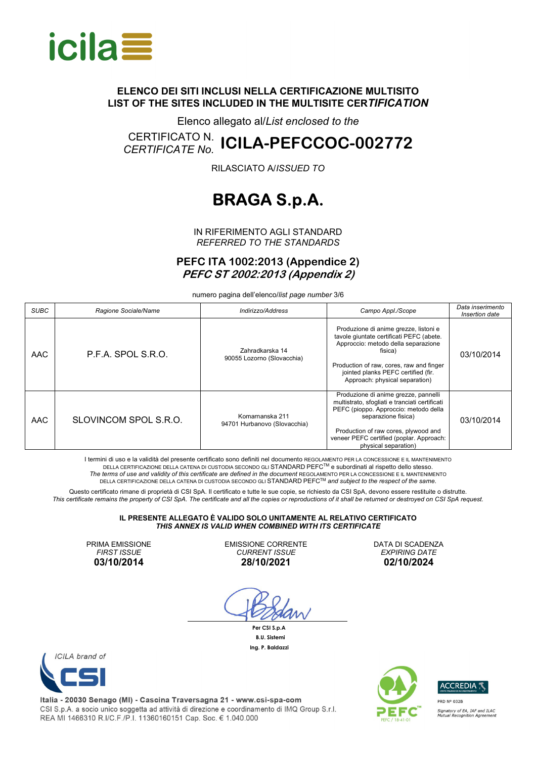**ELENCO DEI SITI INCLUSI NELLA CERTIFICAZIONE MULTISITO**
**LIST OF THE SITES INCLUDED IN THE MULTISITE CER*TIFICATION***

Elenco allegato al/*List enclosed to the*

CERTIFICATO N.
*CERTIFICATE No.* **ICILA-PEFCCOC-002772**

RILASCIATO A/*ISSUED TO*

# BRAGA S.p.A.

IN RIFERIMENTO AGLI STANDARD
*REFERRED TO THE STANDARDS*

**PEFC ITA 1002:2013 (Appendice 2)**
***PEFC ST 2002:2013 (Appendix 2)***

numero pagina dell'elenco/*list page number* 3/6

| *SUBC* | Ragione Sociale/Name | Indirizzo/Address | Campo Appl./Scope | *Data inserimento Insertion date* |
|---|---|---|---|---|
| AAC | P.F.A. SPOL S.R.O. | Zahradkarska 14 90055 Lozorno (Slovacchia) | Produzione di anime grezze, listoni e tavole giuntate certificati PEFC (abete. Approccio: metodo della separazione fisica) Production of raw, cores, raw and finger jointed planks PEFC certified (fir. Approach: physical separation) | 03/10/2014 |
| AAC | SLOVINCOM SPOL S.R.O. | Komarnanska 211 94701 Hurbanovo (Slovacchia) | Produzione di anime grezze, pannelli multistrato, sfogliati e tranciati certificati PEFC (pioppo. Approccio: metodo della separazione fisica) Production of raw cores, plywood and veneer PEFC certified (poplar. Approach: physical separation) | 03/10/2014 |

I termini di uso e la validità del presente certificato sono definiti nel documento REGOLAMENTO PER LA CONCESSIONE E IL MANTENIMENTO DELLA CERTIFICAZIONE DELLA CATENA DI CUSTODIA SECONDO GLI STANDARD PEFC™ e subordinati al rispetto dello stesso.
*The terms of use and validity of this certificate are defined in the document* REGOLAMENTO PER LA CONCESSIONE E IL MANTENIMENTO DELLA CERTIFICAZIONE DELLA CATENA DI CUSTODIA SECONDO GLI STANDARD PEFC™ *and subject to the respect of the same.*

Questo certificato rimane di proprietà di CSI SpA. Il certificato e tutte le sue copie, se richiesto da CSI SpA, devono essere restituite o distrutte.
*This certificate remains the property of CSI SpA. The certificate and all the copies or reproductions of it shall be returned or destroyed on CSI SpA request.*

**IL PRESENTE ALLEGATO È VALIDO SOLO UNITAMENTE AL RELATIVO CERTIFICATO**
***THIS ANNEX IS VALID WHEN COMBINED WITH ITS CERTIFICATE***

PRIMA EMISSIONE
*FIRST ISSUE*
**03/10/2014**

EMISSIONE CORRENTE
*CURRENT ISSUE*
**28/10/2021**

DATA DI SCADENZA
*EXPIRING DATE*
**02/10/2024**

**Per CSI S.p.A**
**B.U. Sistemi**
**Ing. P. Baldazzi**

*ICILA brand of* CSI

**Italia - 20030 Senago (MI) - Cascina Traversagna 21 - www.csi-spa-com**
CSI S.p.A. a socio unico soggetta ad attività di direzione e coordinamento di IMQ Group S.r.l.
REA MI 1466310 R.I/C.F./P.I. 11360160151 Cap. Soc. € 1.040.000

PEFC / 18-41-01

ACCREDIA
PRD N° 032B
*Signatory of EA, IAF and ILAC Mutual Recognition Agreement*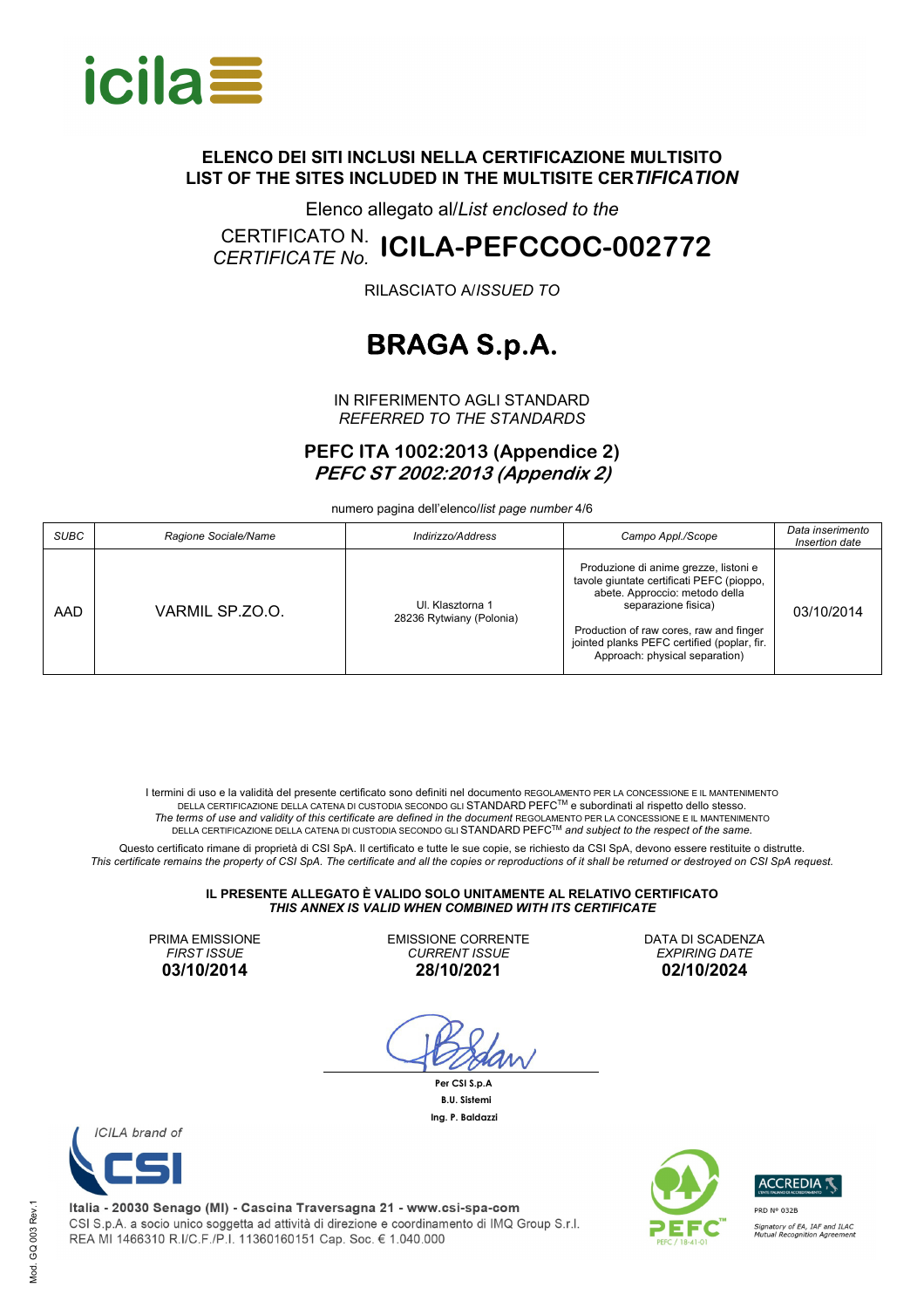**ELENCO DEI SITI INCLUSI NELLA CERTIFICAZIONE MULTISITO**
**LIST OF THE SITES INCLUDED IN THE MULTISITE CER*TIFICATION***

Elenco allegato al/*List enclosed to the*

CERTIFICATO N.
*CERTIFICATE No.* **ICILA-PEFCCOC-002772**

RILASCIATO A/*ISSUED TO*

# BRAGA S.p.A.

IN RIFERIMENTO AGLI STANDARD
*REFERRED TO THE STANDARDS*

**PEFC ITA 1002:2013 (Appendice 2)**
***PEFC ST 2002:2013 (Appendix 2)***

numero pagina dell'elenco/*list page number* 4/6

| *SUBC* | *Ragione Sociale/Name* | *Indirizzo/Address* | *Campo Appl./Scope* | *Data inserimento Insertion date* |
|---|---|---|---|---|
| AAD | VARMIL SP.ZO.O. | Ul. Klasztorna 1<br>28236 Rytwiany (Polonia) | Produzione di anime grezze, listoni e tavole giuntate certificati PEFC (pioppo, abete. Approccio: metodo della separazione fisica)<br><br>Production of raw cores, raw and finger jointed planks PEFC certified (poplar, fir. Approach: physical separation) | 03/10/2014 |

I termini di uso e la validità del presente certificato sono definiti nel documento REGOLAMENTO PER LA CONCESSIONE E IL MANTENIMENTO DELLA CERTIFICAZIONE DELLA CATENA DI CUSTODIA SECONDO GLI STANDARD PEFC™ e subordinati al rispetto dello stesso.
*The terms of use and validity of this certificate are defined in the document* REGOLAMENTO PER LA CONCESSIONE E IL MANTENIMENTO DELLA CERTIFICAZIONE DELLA CATENA DI CUSTODIA SECONDO GLI STANDARD PEFC™ *and subject to the respect of the same.*

Questo certificato rimane di proprietà di CSI SpA. Il certificato e tutte le sue copie, se richiesto da CSI SpA, devono essere restituite o distrutte.
*This certificate remains the property of CSI SpA. The certificate and all the copies or reproductions of it shall be returned or destroyed on CSI SpA request.*

**IL PRESENTE ALLEGATO È VALIDO SOLO UNITAMENTE AL RELATIVO CERTIFICATO**
***THIS ANNEX IS VALID WHEN COMBINED WITH ITS CERTIFICATE***

| PRIMA EMISSIONE *FIRST ISSUE* | EMISSIONE CORRENTE *CURRENT ISSUE* | DATA DI SCADENZA *EXPIRING DATE* |
|---|---|---|
| **03/10/2014** | **28/10/2021** | **02/10/2024** |

**Per CSI S.p.A**
**B.U. Sistemi**
**Ing. P. Baldazzi**

*ICILA brand of* CSI

**Italia - 20030 Senago (MI) - Cascina Traversagna 21 - www.csi-spa-com**
CSI S.p.A. a socio unico soggetta ad attività di direzione e coordinamento di IMQ Group S.r.l.
REA MI 1466310 R.I/C.F./P.I. 11360160151 Cap. Soc. € 1.040.000

PEFC / 18-41-01

ACCREDIA
PRD Nº 032B
*Signatory of EA, IAF and ILAC Mutual Recognition Agreement*

Mod. GQ 003 Rev.1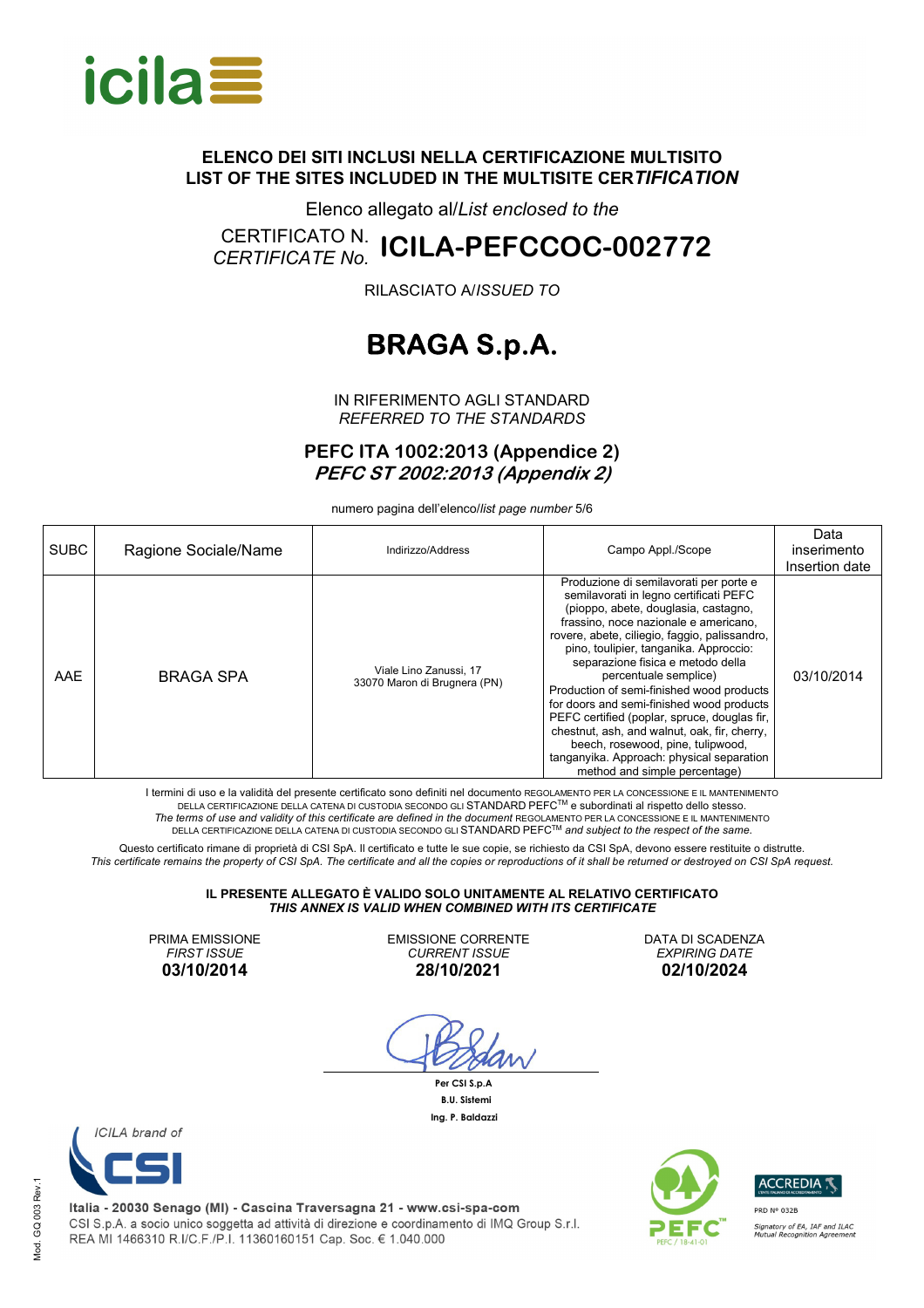**ELENCO DEI SITI INCLUSI NELLA CERTIFICAZIONE MULTISITO**
**LIST OF THE SITES INCLUDED IN THE MULTISITE CER*TIFICATION***

Elenco allegato al/*List enclosed to the*

CERTIFICATO N.
*CERTIFICATE No.* **ICILA-PEFCCOC-002772**

RILASCIATO A/*ISSUED TO*

# BRAGA S.p.A.

IN RIFERIMENTO AGLI STANDARD
*REFERRED TO THE STANDARDS*

**PEFC ITA 1002:2013 (Appendice 2)**
***PEFC ST 2002:2013 (Appendix 2)***

numero pagina dell'elenco/*list page number* 5/6

| SUBC | Ragione Sociale/Name | Indirizzo/Address | Campo Appl./Scope | Data inserimento Insertion date |
|---|---|---|---|---|
| AAE | BRAGA SPA | Viale Lino Zanussi, 17 33070 Maron di Brugnera (PN) | Produzione di semilavorati per porte e semilavorati in legno certificati PEFC (pioppo, abete, douglasia, castagno, frassino, noce nazionale e americano, rovere, abete, ciliegio, faggio, palissandro, pino, toulipier, tanganika. Approccio: separazione fisica e metodo della percentuale semplice) Production of semi-finished wood products for doors and semi-finished wood products PEFC certified (poplar, spruce, douglas fir, chestnut, ash, and walnut, oak, fir, cherry, beech, rosewood, pine, tulipwood, tanganyika. Approach: physical separation method and simple percentage) | 03/10/2014 |

I termini di uso e la validità del presente certificato sono definiti nel documento REGOLAMENTO PER LA CONCESSIONE E IL MANTENIMENTO DELLA CERTIFICAZIONE DELLA CATENA DI CUSTODIA SECONDO GLI STANDARD PEFC™ e subordinati al rispetto dello stesso.
*The terms of use and validity of this certificate are defined in the document* REGOLAMENTO PER LA CONCESSIONE E IL MANTENIMENTO DELLA CERTIFICAZIONE DELLA CATENA DI CUSTODIA SECONDO GLI STANDARD PEFC™ *and subject to the respect of the same.*

Questo certificato rimane di proprietà di CSI SpA. Il certificato e tutte le sue copie, se richiesto da CSI SpA, devono essere restituite o distrutte.
*This certificate remains the property of CSI SpA. The certificate and all the copies or reproductions of it shall be returned or destroyed on CSI SpA request.*

**IL PRESENTE ALLEGATO È VALIDO SOLO UNITAMENTE AL RELATIVO CERTIFICATO**
***THIS ANNEX IS VALID WHEN COMBINED WITH ITS CERTIFICATE***

| PRIMA EMISSIONE *FIRST ISSUE* | EMISSIONE CORRENTE *CURRENT ISSUE* | DATA DI SCADENZA *EXPIRING DATE* |
|---|---|---|
| **03/10/2014** | **28/10/2021** | **02/10/2024** |

**Per CSI S.p.A**
**B.U. Sistemi**
**Ing. P. Baldazzi**

*ICILA brand of* CSI

**Italia - 20030 Senago (MI) - Cascina Traversagna 21 - www.csi-spa-com**
CSI S.p.A. a socio unico soggetta ad attività di direzione e coordinamento di IMQ Group S.r.l.
REA MI 1466310 R.I/C.F./P.I. 11360160151 Cap. Soc. € 1.040.000

PEFC / 18-41-01

ACCREDIA
PRD N° 032B
*Signatory of EA, IAF and ILAC Mutual Recognition Agreement*

Mod. GQ 003 Rev.1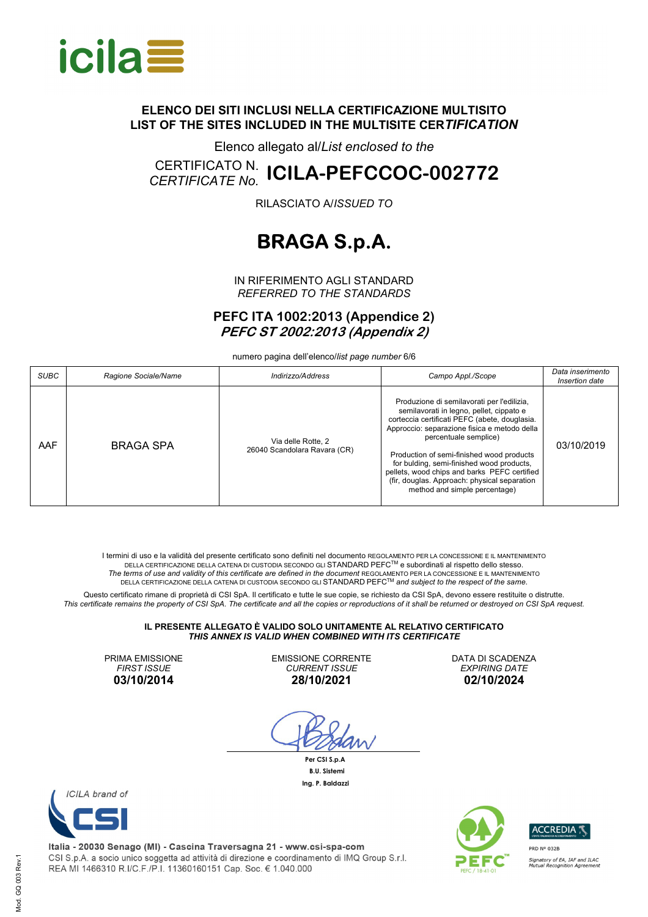icila

## ELENCO DEI SITI INCLUSI NELLA CERTIFICAZIONE MULTISITO
## LIST OF THE SITES INCLUDED IN THE MULTISITE CER*TIFICATION*

Elenco allegato al/*List enclosed to the*

CERTIFICATO N.
*CERTIFICATE No.* **ICILA-PEFCCOC-002772**

RILASCIATO A/*ISSUED TO*

# BRAGA S.p.A.

IN RIFERIMENTO AGLI STANDARD
*REFERRED TO THE STANDARDS*

**PEFC ITA 1002:2013 (Appendice 2)**
***PEFC ST 2002:2013 (Appendix 2)***

numero pagina dell'elenco/*list page number* 6/6

| *SUBC* | Ragione Sociale/Name | Indirizzo/Address | Campo Appl./Scope | *Data inserimento Insertion date* |
|---|---|---|---|---|
| AAF | BRAGA SPA | Via delle Rotte, 2<br>26040 Scandolara Ravara (CR) | Produzione di semilavorati per l'edilizia, semilavorati in legno, pellet, cippato e corteccia certificati PEFC (abete, douglasia. Approccio: separazione fisica e metodo della percentuale semplice)<br><br>Production of semi-finished wood products for bulding, semi-finished wood products, pellets, wood chips and barks PEFC certified (fir, douglas. Approach: physical separation method and simple percentage) | 03/10/2019 |

I termini di uso e la validità del presente certificato sono definiti nel documento REGOLAMENTO PER LA CONCESSIONE E IL MANTENIMENTO DELLA CERTIFICAZIONE DELLA CATENA DI CUSTODIA SECONDO GLI STANDARD PEFC™ e subordinati al rispetto dello stesso.
*The terms of use and validity of this certificate are defined in the document* REGOLAMENTO PER LA CONCESSIONE E IL MANTENIMENTO DELLA CERTIFICAZIONE DELLA CATENA DI CUSTODIA SECONDO GLI STANDARD PEFC™ *and subject to the respect of the same.*

Questo certificato rimane di proprietà di CSI SpA. Il certificato e tutte le sue copie, se richiesto da CSI SpA, devono essere restituite o distrutte.
*This certificate remains the property of CSI SpA. The certificate and all the copies or reproductions of it shall be returned or destroyed on CSI SpA request.*

**IL PRESENTE ALLEGATO È VALIDO SOLO UNITAMENTE AL RELATIVO CERTIFICATO**
***THIS ANNEX IS VALID WHEN COMBINED WITH ITS CERTIFICATE***

| PRIMA EMISSIONE<br>*FIRST ISSUE* | EMISSIONE CORRENTE<br>*CURRENT ISSUE* | DATA DI SCADENZA<br>*EXPIRING DATE* |
|---|---|---|
| **03/10/2014** | **28/10/2021** | **02/10/2024** |

**Per CSI S.p.A**
**B.U. Sistemi**
**Ing. P. Baldazzi**

*ICILA brand of* CSI

**Italia - 20030 Senago (MI) - Cascina Traversagna 21 - www.csi-spa-com**
CSI S.p.A. a socio unico soggetta ad attività di direzione e coordinamento di IMQ Group S.r.l.
REA MI 1466310 R.I/C.F./P.I. 11360160151 Cap. Soc. € 1.040.000

PEFC / 18-41-01

ACCREDIA
PRD N° 032B
*Signatory of EA, IAF and ILAC Mutual Recognition Agreement*

Mod. GQ 003 Rev.1